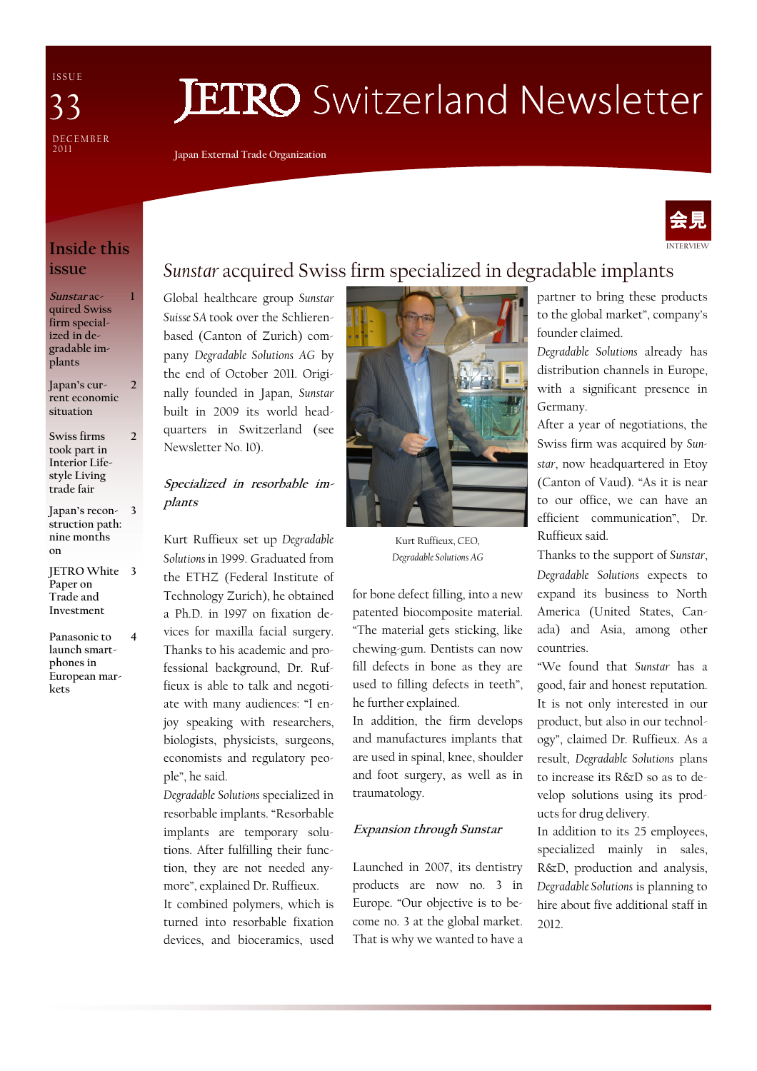ISSUE 33

DECEMBER 2011

# JETRO Switzerland Newsletter

Japan External Trade Organization

## Inside this issue

| | |
|---|---|
| *Sunstar* acquired Swiss firm specialized in degradable implants | 1 |
| Japan's current economic situation | 2 |
| Swiss firms took part in Interior Lifestyle Living trade fair | 2 |
| Japan's reconstruction path: nine months on | 3 |
| JETRO White Paper on Trade and Investment | 3 |
| Panasonic to launch smartphones in European markets | 4 |

会見

INTERVIEW

## *Sunstar* acquired Swiss firm specialized in degradable implants

Global healthcare group *Sunstar Suisse SA* took over the Schlieren-based (Canton of Zurich) company *Degradable Solutions AG* by the end of October 2011. Originally founded in Japan, *Sunstar* built in 2009 its world headquarters in Switzerland (see Newsletter No. 10).

### *Specialized in resorbable implants*

Kurt Ruffieux set up *Degradable Solutions* in 1999. Graduated from the ETHZ (Federal Institute of Technology Zurich), he obtained a Ph.D. in 1997 on fixation devices for maxilla facial surgery. Thanks to his academic and professional background, Dr. Ruffieux is able to talk and negotiate with many audiences: "I enjoy speaking with researchers, biologists, physicists, surgeons, economists and regulatory people", he said.

*Degradable Solutions* specialized in resorbable implants. "Resorbable implants are temporary solutions. After fulfilling their function, they are not needed anymore", explained Dr. Ruffieux.

It combined polymers, which is turned into resorbable fixation devices, and bioceramics, used for bone defect filling, into a new patented biocomposite material. "The material gets sticking, like chewing-gum. Dentists can now fill defects in bone as they are used to filling defects in teeth", he further explained.

Kurt Ruffieux, CEO, *Degradable Solutions AG*

In addition, the firm develops and manufactures implants that are used in spinal, knee, shoulder and foot surgery, as well as in traumatology.

### *Expansion through Sunstar*

Launched in 2007, its dentistry products are now no. 3 in Europe. "Our objective is to become no. 3 at the global market. That is why we wanted to have a partner to bring these products to the global market", company's founder claimed.

*Degradable Solutions* already has distribution channels in Europe, with a significant presence in Germany.

After a year of negotiations, the Swiss firm was acquired by *Sunstar*, now headquartered in Etoy (Canton of Vaud). "As it is near to our office, we can have an efficient communication", Dr. Ruffieux said.

Thanks to the support of *Sunstar*, *Degradable Solutions* expects to expand its business to North America (United States, Canada) and Asia, among other countries.

"We found that *Sunstar* has a good, fair and honest reputation. It is not only interested in our product, but also in our technology", claimed Dr. Ruffieux. As a result, *Degradable Solutions* plans to increase its R&D so as to develop solutions using its products for drug delivery.

In addition to its 25 employees, specialized mainly in sales, R&D, production and analysis, *Degradable Solutions* is planning to hire about five additional staff in 2012.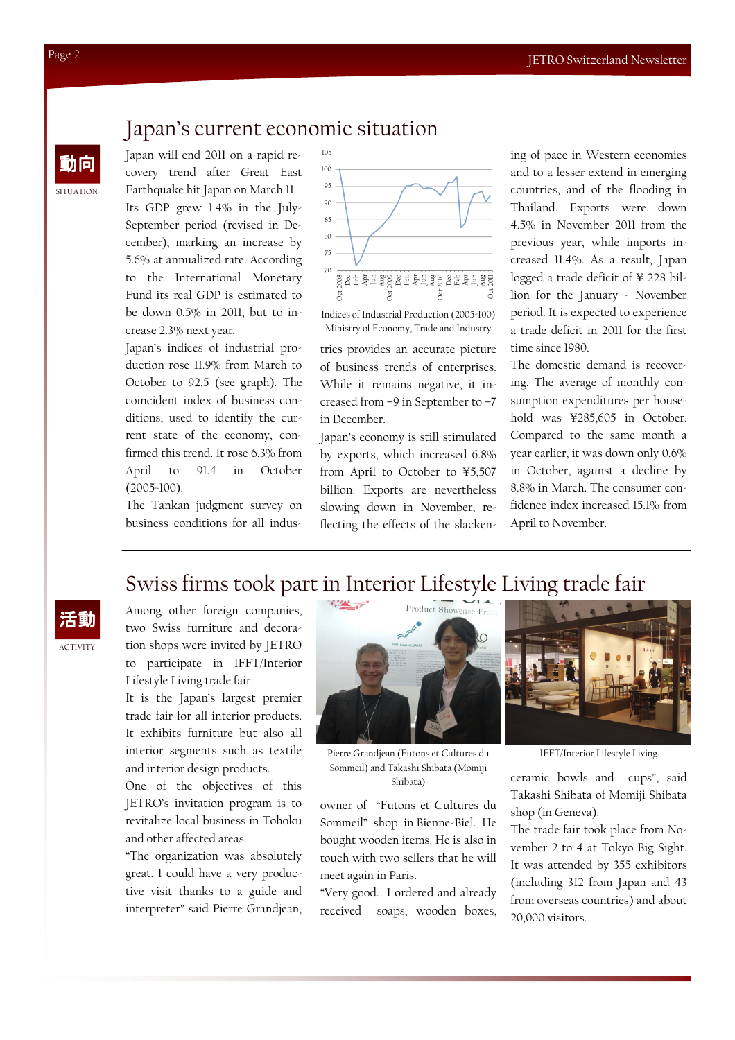## Japan's current economic situation

動向
SITUATION

Japan will end 2011 on a rapid recovery trend after Great East Earthquake hit Japan on March 11. Its GDP grew 1.4% in the July-September period (revised in December), marking an increase by 5.6% at annualized rate. According to the International Monetary Fund its real GDP is estimated to be down 0.5% in 2011, but to increase 2.3% next year.

Japan's indices of industrial production rose 11.9% from March to October to 92.5 (see graph). The coincident index of business conditions, used to identify the current state of the economy, confirmed this trend. It rose 6.3% from April to 91.4 in October (2005=100).

The Tankan judgment survey on business conditions for all industries provides an accurate picture of business trends of enterprises. While it remains negative, it increased from −9 in September to −7 in December.

Indices of Industrial Production (2005=100)
Ministry of Economy, Trade and Industry

Japan's economy is still stimulated by exports, which increased 6.8% from April to October to ¥5,507 billion. Exports are nevertheless slowing down in November, reflecting the effects of the slackening of pace in Western economies and to a lesser extend in emerging countries, and of the flooding in Thailand. Exports were down 4.5% in November 2011 from the previous year, while imports increased 11.4%. As a result, Japan logged a trade deficit of ¥ 228 billion for the January - November period. It is expected to experience a trade deficit in 2011 for the first time since 1980.

The domestic demand is recovering. The average of monthly consumption expenditures per household was ¥285,605 in October. Compared to the same month a year earlier, it was down only 0.6% in October, against a decline by 8.8% in March. The consumer confidence index increased 15.1% from April to November.

## Swiss firms took part in Interior Lifestyle Living trade fair

活動
ACTIVITY

Among other foreign companies, two Swiss furniture and decoration shops were invited by JETRO to participate in IFFT/Interior Lifestyle Living trade fair.

It is the Japan's largest premier trade fair for all interior products. It exhibits furniture but also all interior segments such as textile and interior design products.

One of the objectives of this JETRO's invitation program is to revitalize local business in Tohoku and other affected areas.

"The organization was absolutely great. I could have a very productive visit thanks to a guide and interpreter" said Pierre Grandjean, owner of "Futons et Cultures du Sommeil" shop in Bienne-Biel. He bought wooden items. He is also in touch with two sellers that he will meet again in Paris.

Pierre Grandjean (Futons et Cultures du Sommeil) and Takashi Shibata (Momiji Shibata)

IFFT/Interior Lifestyle Living

"Very good. I ordered and already received soaps, wooden boxes, ceramic bowls and cups", said Takashi Shibata of Momiji Shibata shop (in Geneva).

The trade fair took place from November 2 to 4 at Tokyo Big Sight. It was attended by 355 exhibitors (including 312 from Japan and 43 from overseas countries) and about 20,000 visitors.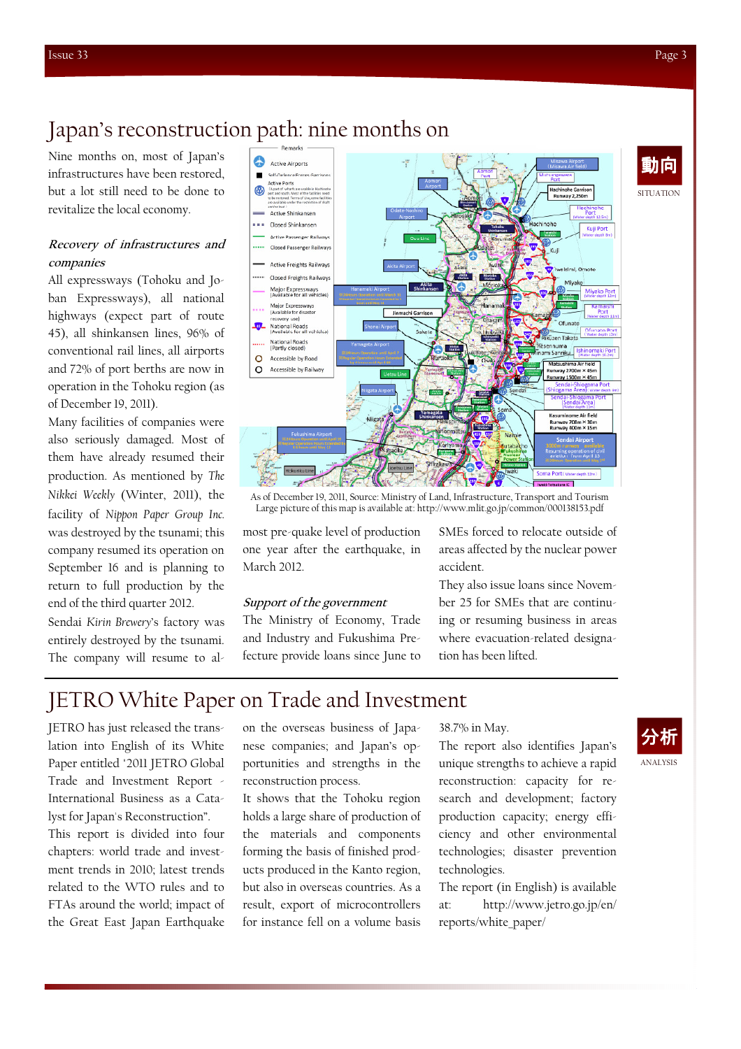# Japan's reconstruction path: nine months on

動向

SITUATION

Nine months on, most of Japan's infrastructures have been restored, but a lot still need to be done to revitalize the local economy.

### *Recovery of infrastructures and companies*

All expressways (Tohoku and Joban Expressways), all national highways (expect part of route 45), all shinkansen lines, 96% of conventional rail lines, all airports and 72% of port berths are now in operation in the Tohoku region (as of December 19, 2011).

Many facilities of companies were also seriously damaged. Most of them have already resumed their production. As mentioned by *The Nikkei Weekly* (Winter, 2011), the facility of *Nippon Paper Group Inc.* was destroyed by the tsunami; this company resumed its operation on September 16 and is planning to return to full production by the end of the third quarter 2012.

Sendai *Kirin Brewery*'s factory was entirely destroyed by the tsunami. The company will resume to almost pre-quake level of production one year after the earthquake, in March 2012.

As of December 19, 2011, Source: Ministry of Land, Infrastructure, Transport and Tourism
Large picture of this map is available at: http://www.mlit.go.jp/common/000138153.pdf

### *Support of the government*

The Ministry of Economy, Trade and Industry and Fukushima Prefecture provide loans since June to SMEs forced to relocate outside of areas affected by the nuclear power accident.

They also issue loans since November 25 for SMEs that are continuing or resuming business in areas where evacuation-related designation has been lifted.

# JETRO White Paper on Trade and Investment

分析

ANALYSIS

JETRO has just released the translation into English of its White Paper entitled '2011 JETRO Global Trade and Investment Report - International Business as a Catalyst for Japan's Reconstruction".

This report is divided into four chapters: world trade and investment trends in 2010; latest trends related to the WTO rules and to FTAs around the world; impact of the Great East Japan Earthquake on the overseas business of Japanese companies; and Japan's opportunities and strengths in the reconstruction process.

It shows that the Tohoku region holds a large share of production of the materials and components forming the basis of finished products produced in the Kanto region, but also in overseas countries. As a result, export of microcontrollers for instance fell on a volume basis 38.7% in May.

The report also identifies Japan's unique strengths to achieve a rapid reconstruction: capacity for research and development; factory production capacity; energy efficiency and other environmental technologies; disaster prevention technologies.

The report (in English) is available at: http://www.jetro.go.jp/en/reports/white_paper/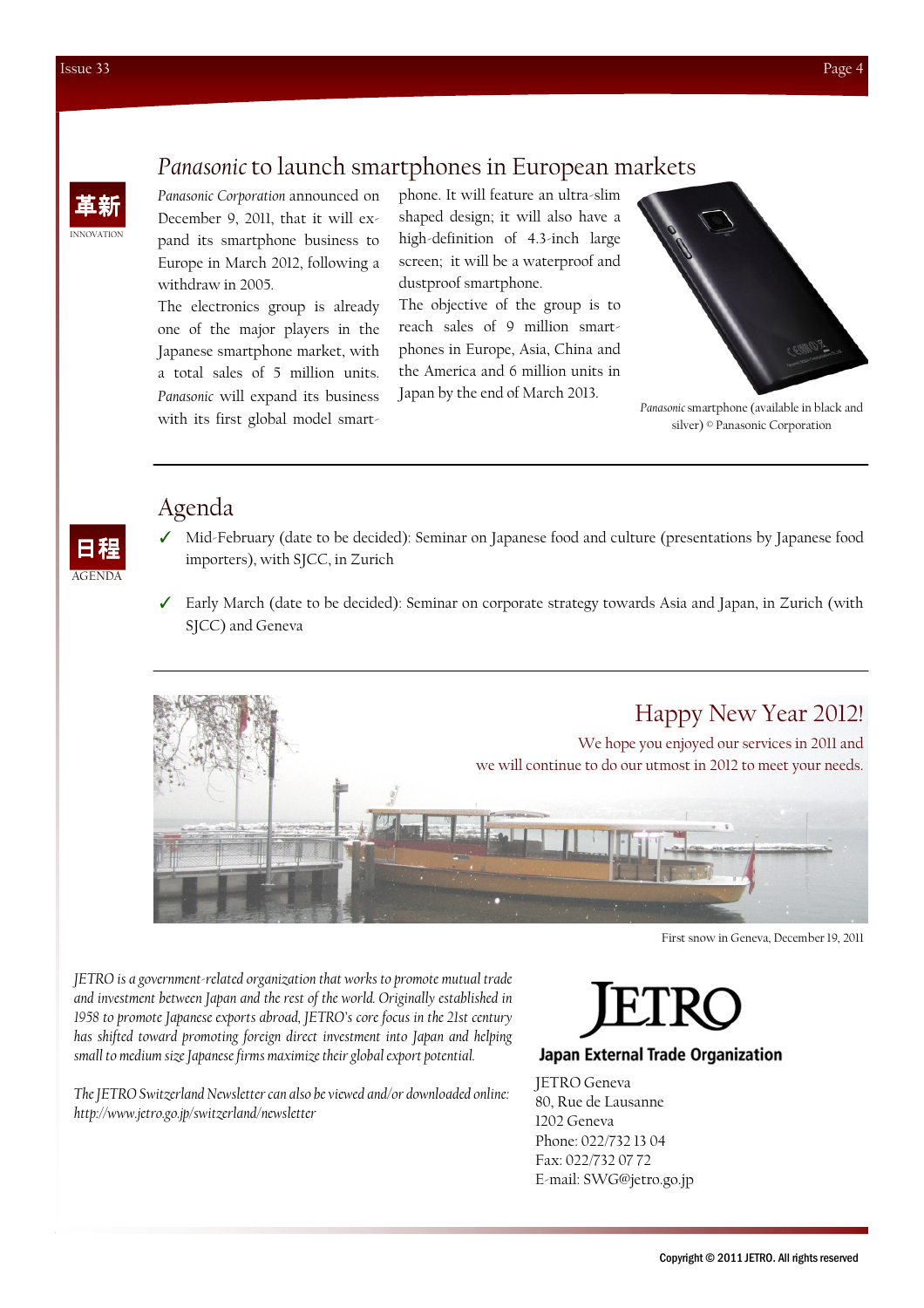## *Panasonic* to launch smartphones in European markets

革新
INNOVATION

*Panasonic Corporation* announced on December 9, 2011, that it will expand its smartphone business to Europe in March 2012, following a withdraw in 2005.

The electronics group is already one of the major players in the Japanese smartphone market, with a total sales of 5 million units. *Panasonic* will expand its business with its first global model smartphone. It will feature an ultra-slim shaped design; it will also have a high-definition of 4.3-inch large screen; it will be a waterproof and dustproof smartphone.

The objective of the group is to reach sales of 9 million smartphones in Europe, Asia, China and the America and 6 million units in Japan by the end of March 2013.

*Panasonic* smartphone (available in black and silver) © Panasonic Corporation

## Agenda

日程
AGENDA

- ✓ Mid-February (date to be decided): Seminar on Japanese food and culture (presentations by Japanese food importers), with SJCC, in Zurich
- ✓ Early March (date to be decided): Seminar on corporate strategy towards Asia and Japan, in Zurich (with SJCC) and Geneva

## Happy New Year 2012!

We hope you enjoyed our services in 2011 and we will continue to do our utmost in 2012 to meet your needs.

First snow in Geneva, December 19, 2011

*JETRO is a government-related organization that works to promote mutual trade and investment between Japan and the rest of the world. Originally established in 1958 to promote Japanese exports abroad, JETRO's core focus in the 21st century has shifted toward promoting foreign direct investment into Japan and helping small to medium size Japanese firms maximize their global export potential.*

*The JETRO Switzerland Newsletter can also be viewed and/or downloaded online: http://www.jetro.go.jp/switzerland/newsletter*

JETRO
**Japan External Trade Organization**

JETRO Geneva
80, Rue de Lausanne
1202 Geneva
Phone: 022/732 13 04
Fax: 022/732 07 72
E-mail: SWG@jetro.go.jp

Copyright © 2011 JETRO. All rights reserved